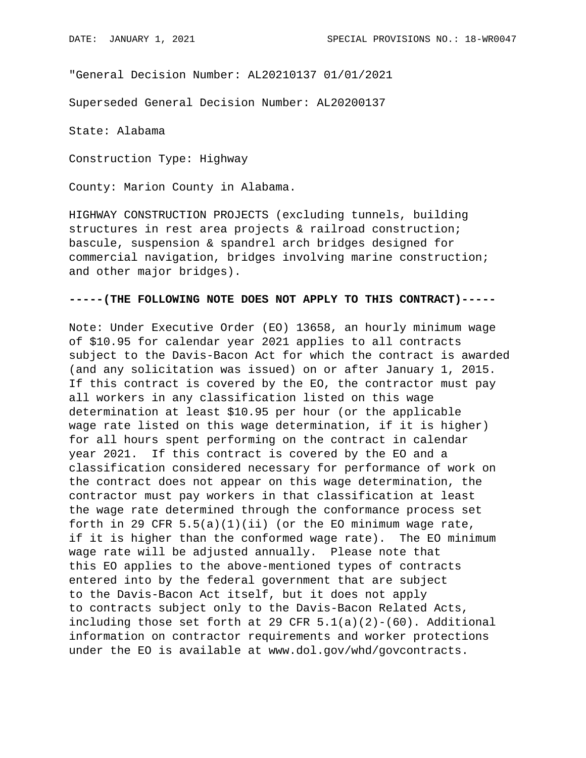DATE: JANUARY 1, 2021 SPECIAL PROVISIONS NO.: 18-WR0047

"General Decision Number: AL20210137 01/01/2021

Superseded General Decision Number: AL20200137

State: Alabama

Construction Type: Highway

County: Marion County in Alabama.

HIGHWAY CONSTRUCTION PROJECTS (excluding tunnels, building structures in rest area projects & railroad construction; bascule, suspension & spandrel arch bridges designed for commercial navigation, bridges involving marine construction; and other major bridges).

**-----(THE FOLLOWING NOTE DOES NOT APPLY TO THIS CONTRACT)-----**

Note: Under Executive Order (EO) 13658, an hourly minimum wage of $10.95 for calendar year 2021 applies to all contracts subject to the Davis-Bacon Act for which the contract is awarded (and any solicitation was issued) on or after January 1, 2015. If this contract is covered by the EO, the contractor must pay all workers in any classification listed on this wage determination at least $10.95 per hour (or the applicable wage rate listed on this wage determination, if it is higher) for all hours spent performing on the contract in calendar year 2021. If this contract is covered by the EO and a classification considered necessary for performance of work on the contract does not appear on this wage determination, the contractor must pay workers in that classification at least the wage rate determined through the conformance process set forth in 29 CFR 5.5(a)(1)(ii) (or the EO minimum wage rate, if it is higher than the conformed wage rate). The EO minimum wage rate will be adjusted annually. Please note that this EO applies to the above-mentioned types of contracts entered into by the federal government that are subject to the Davis-Bacon Act itself, but it does not apply to contracts subject only to the Davis-Bacon Related Acts, including those set forth at 29 CFR 5.1(a)(2)-(60). Additional information on contractor requirements and worker protections under the EO is available at www.dol.gov/whd/govcontracts.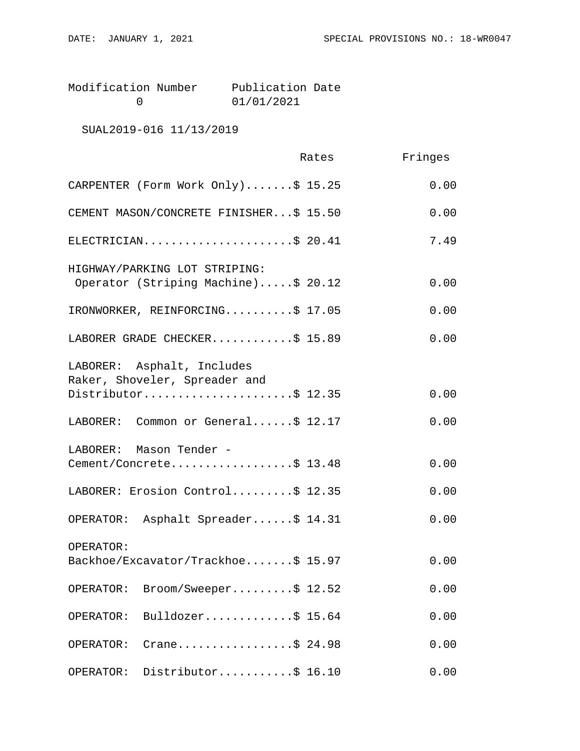| Modification Number | Publication Date |
|---|---|
| 0 | 01/01/2021 |

SUAL2019-016 11/13/2019

| | Rates | Fringes |
|---|---|---|
| CARPENTER (Form Work Only) | $ 15.25 | 0.00 |
| CEMENT MASON/CONCRETE FINISHER | $ 15.50 | 0.00 |
| ELECTRICIAN | $ 20.41 | 7.49 |
| HIGHWAY/PARKING LOT STRIPING: Operator (Striping Machine) | $ 20.12 | 0.00 |
| IRONWORKER, REINFORCING | $ 17.05 | 0.00 |
| LABORER GRADE CHECKER | $ 15.89 | 0.00 |
| LABORER: Asphalt, Includes Raker, Shoveler, Spreader and Distributor | $ 12.35 | 0.00 |
| LABORER: Common or General | $ 12.17 | 0.00 |
| LABORER: Mason Tender - Cement/Concrete | $ 13.48 | 0.00 |
| LABORER: Erosion Control | $ 12.35 | 0.00 |
| OPERATOR: Asphalt Spreader | $ 14.31 | 0.00 |
| OPERATOR: Backhoe/Excavator/Trackhoe | $ 15.97 | 0.00 |
| OPERATOR: Broom/Sweeper | $ 12.52 | 0.00 |
| OPERATOR: Bulldozer | $ 15.64 | 0.00 |
| OPERATOR: Crane | $ 24.98 | 0.00 |
| OPERATOR: Distributor | $ 16.10 | 0.00 |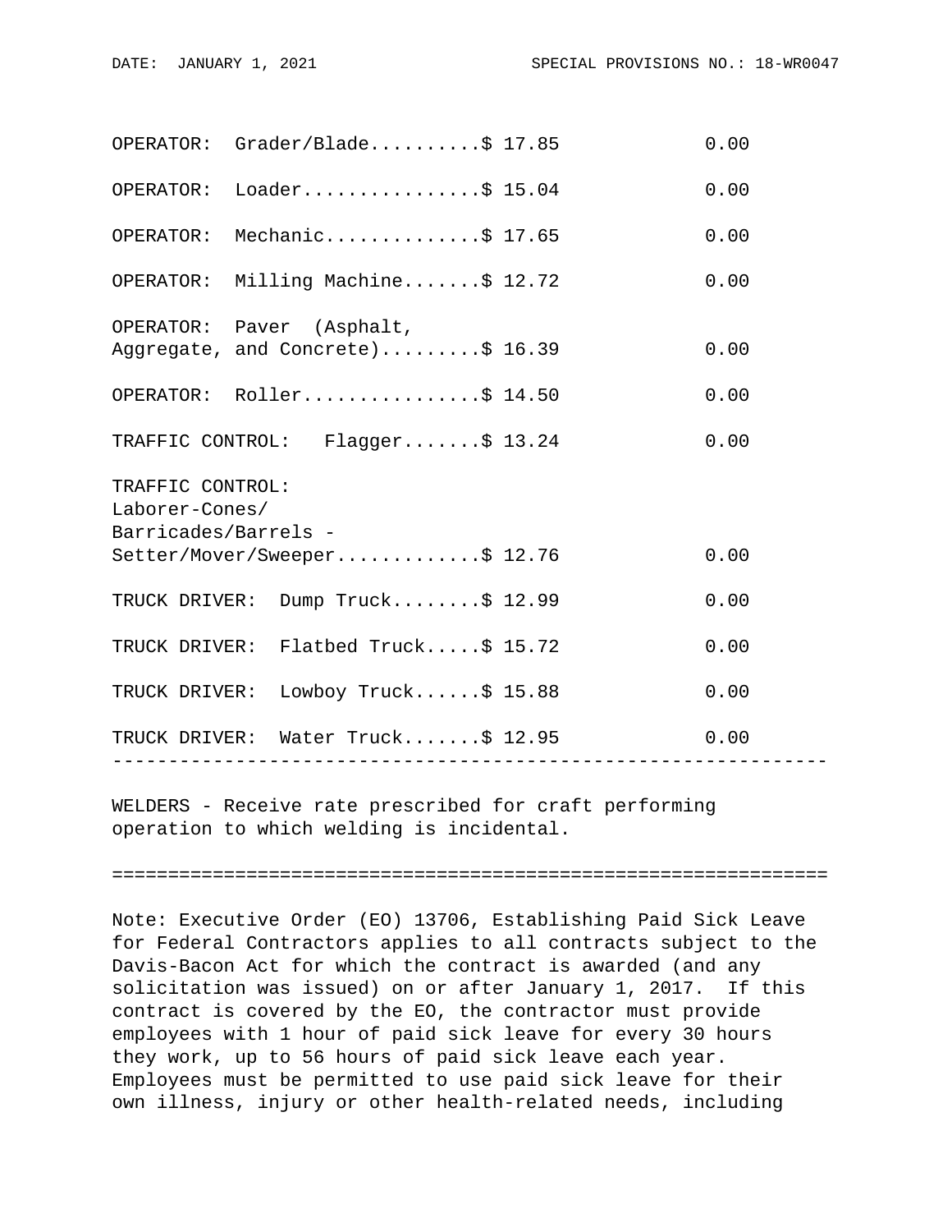| | Rates | Fringes |
|---|---|---|
| OPERATOR: Grader/Blade | $ 17.85 | 0.00 |
| OPERATOR: Loader | $ 15.04 | 0.00 |
| OPERATOR: Mechanic | $ 17.65 | 0.00 |
| OPERATOR: Milling Machine | $ 12.72 | 0.00 |
| OPERATOR: Paver (Asphalt, Aggregate, and Concrete) | $ 16.39 | 0.00 |
| OPERATOR: Roller | $ 14.50 | 0.00 |
| TRAFFIC CONTROL: Flagger | $ 13.24 | 0.00 |
| TRAFFIC CONTROL: Laborer-Cones/ Barricades/Barrels - Setter/Mover/Sweeper | $ 12.76 | 0.00 |
| TRUCK DRIVER: Dump Truck | $ 12.99 | 0.00 |
| TRUCK DRIVER: Flatbed Truck | $ 15.72 | 0.00 |
| TRUCK DRIVER: Lowboy Truck | $ 15.88 | 0.00 |
| TRUCK DRIVER: Water Truck | $ 12.95 | 0.00 |

---

WELDERS - Receive rate prescribed for craft performing operation to which welding is incidental.

================================================================

Note: Executive Order (EO) 13706, Establishing Paid Sick Leave for Federal Contractors applies to all contracts subject to the Davis-Bacon Act for which the contract is awarded (and any solicitation was issued) on or after January 1, 2017. If this contract is covered by the EO, the contractor must provide employees with 1 hour of paid sick leave for every 30 hours they work, up to 56 hours of paid sick leave each year. Employees must be permitted to use paid sick leave for their own illness, injury or other health-related needs, including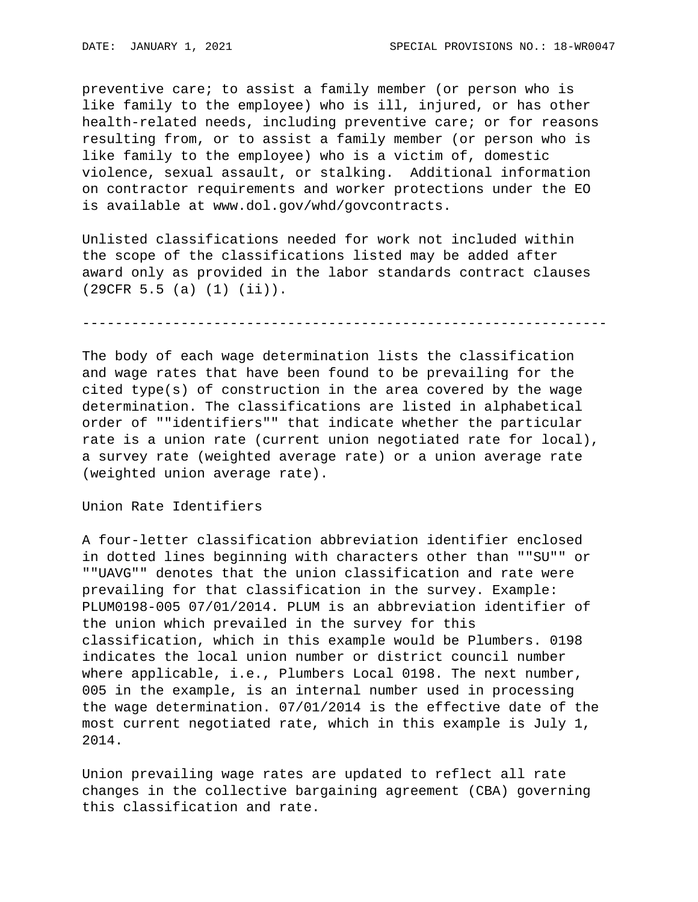preventive care; to assist a family member (or person who is like family to the employee) who is ill, injured, or has other health-related needs, including preventive care; or for reasons resulting from, or to assist a family member (or person who is like family to the employee) who is a victim of, domestic violence, sexual assault, or stalking. Additional information on contractor requirements and worker protections under the EO is available at www.dol.gov/whd/govcontracts.

Unlisted classifications needed for work not included within the scope of the classifications listed may be added after award only as provided in the labor standards contract clauses (29CFR 5.5 (a) (1) (ii)).

----------------------------------------------------------------

The body of each wage determination lists the classification and wage rates that have been found to be prevailing for the cited type(s) of construction in the area covered by the wage determination. The classifications are listed in alphabetical order of ""identifiers"" that indicate whether the particular rate is a union rate (current union negotiated rate for local), a survey rate (weighted average rate) or a union average rate (weighted union average rate).

Union Rate Identifiers

A four-letter classification abbreviation identifier enclosed in dotted lines beginning with characters other than ""SU"" or ""UAVG"" denotes that the union classification and rate were prevailing for that classification in the survey. Example: PLUM0198-005 07/01/2014. PLUM is an abbreviation identifier of the union which prevailed in the survey for this classification, which in this example would be Plumbers. 0198 indicates the local union number or district council number where applicable, i.e., Plumbers Local 0198. The next number, 005 in the example, is an internal number used in processing the wage determination. 07/01/2014 is the effective date of the most current negotiated rate, which in this example is July 1, 2014.

Union prevailing wage rates are updated to reflect all rate changes in the collective bargaining agreement (CBA) governing this classification and rate.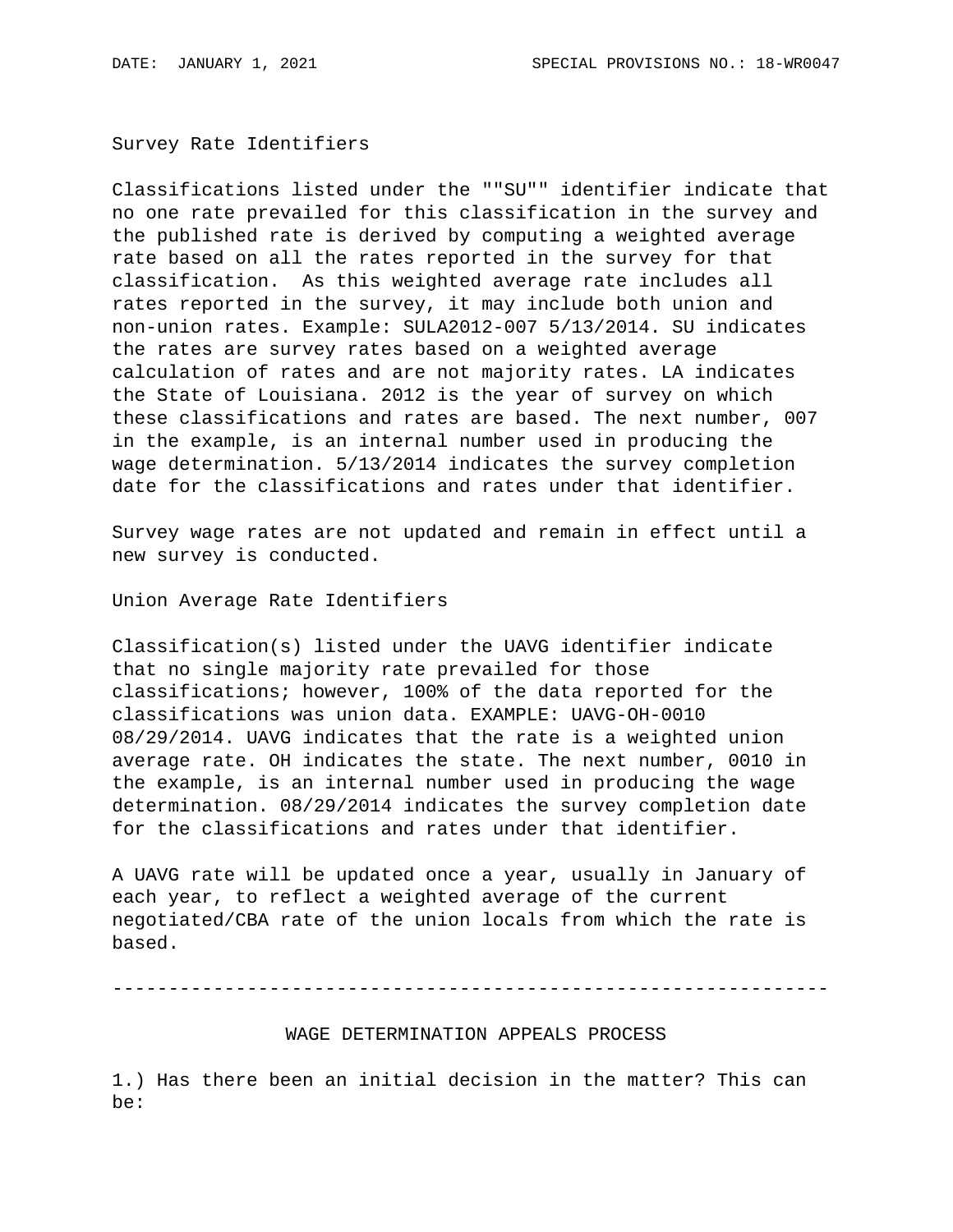Survey Rate Identifiers

Classifications listed under the ""SU"" identifier indicate that no one rate prevailed for this classification in the survey and the published rate is derived by computing a weighted average rate based on all the rates reported in the survey for that classification. As this weighted average rate includes all rates reported in the survey, it may include both union and non-union rates. Example: SULA2012-007 5/13/2014. SU indicates the rates are survey rates based on a weighted average calculation of rates and are not majority rates. LA indicates the State of Louisiana. 2012 is the year of survey on which these classifications and rates are based. The next number, 007 in the example, is an internal number used in producing the wage determination. 5/13/2014 indicates the survey completion date for the classifications and rates under that identifier.

Survey wage rates are not updated and remain in effect until a new survey is conducted.

Union Average Rate Identifiers

Classification(s) listed under the UAVG identifier indicate that no single majority rate prevailed for those classifications; however, 100% of the data reported for the classifications was union data. EXAMPLE: UAVG-OH-0010 08/29/2014. UAVG indicates that the rate is a weighted union average rate. OH indicates the state. The next number, 0010 in the example, is an internal number used in producing the wage determination. 08/29/2014 indicates the survey completion date for the classifications and rates under that identifier.

A UAVG rate will be updated once a year, usually in January of each year, to reflect a weighted average of the current negotiated/CBA rate of the union locals from which the rate is based.

----------------------------------------------------------------

WAGE DETERMINATION APPEALS PROCESS

1.) Has there been an initial decision in the matter? This can be: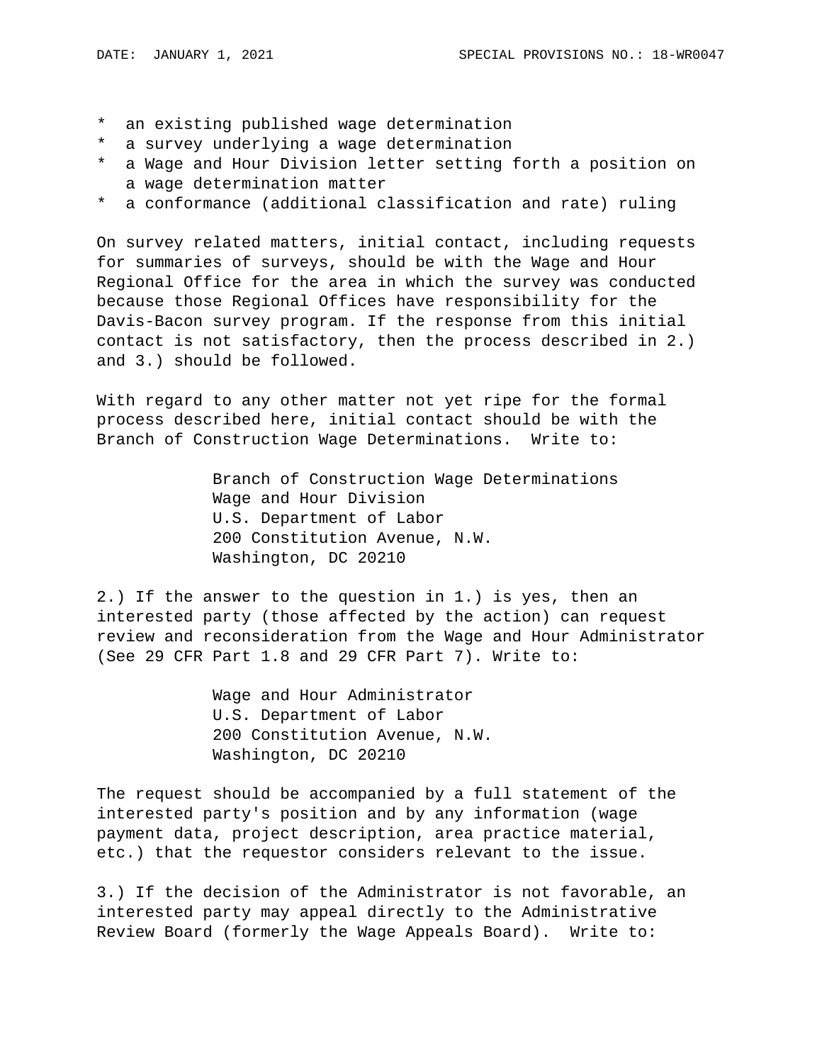* an existing published wage determination
* a survey underlying a wage determination
* a Wage and Hour Division letter setting forth a position on a wage determination matter
* a conformance (additional classification and rate) ruling

On survey related matters, initial contact, including requests for summaries of surveys, should be with the Wage and Hour Regional Office for the area in which the survey was conducted because those Regional Offices have responsibility for the Davis-Bacon survey program. If the response from this initial contact is not satisfactory, then the process described in 2.) and 3.) should be followed.

With regard to any other matter not yet ripe for the formal process described here, initial contact should be with the Branch of Construction Wage Determinations. Write to:

Branch of Construction Wage Determinations
Wage and Hour Division
U.S. Department of Labor
200 Constitution Avenue, N.W.
Washington, DC 20210

2.) If the answer to the question in 1.) is yes, then an interested party (those affected by the action) can request review and reconsideration from the Wage and Hour Administrator (See 29 CFR Part 1.8 and 29 CFR Part 7). Write to:

Wage and Hour Administrator
U.S. Department of Labor
200 Constitution Avenue, N.W.
Washington, DC 20210

The request should be accompanied by a full statement of the interested party's position and by any information (wage payment data, project description, area practice material, etc.) that the requestor considers relevant to the issue.

3.) If the decision of the Administrator is not favorable, an interested party may appeal directly to the Administrative Review Board (formerly the Wage Appeals Board). Write to: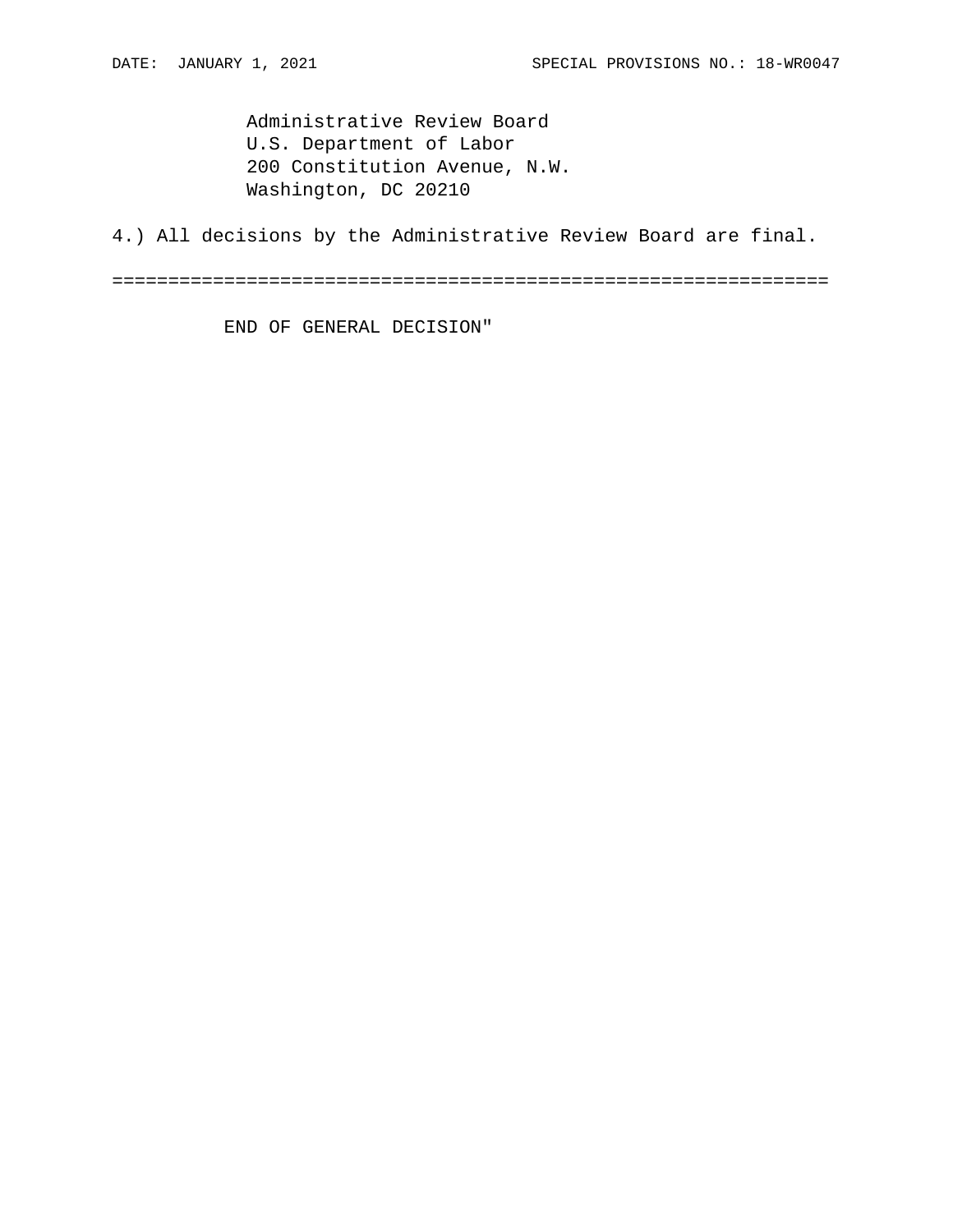Administrative Review Board
U.S. Department of Labor
200 Constitution Avenue, N.W.
Washington, DC 20210

4.) All decisions by the Administrative Review Board are final.

================================================================

END OF GENERAL DECISION"